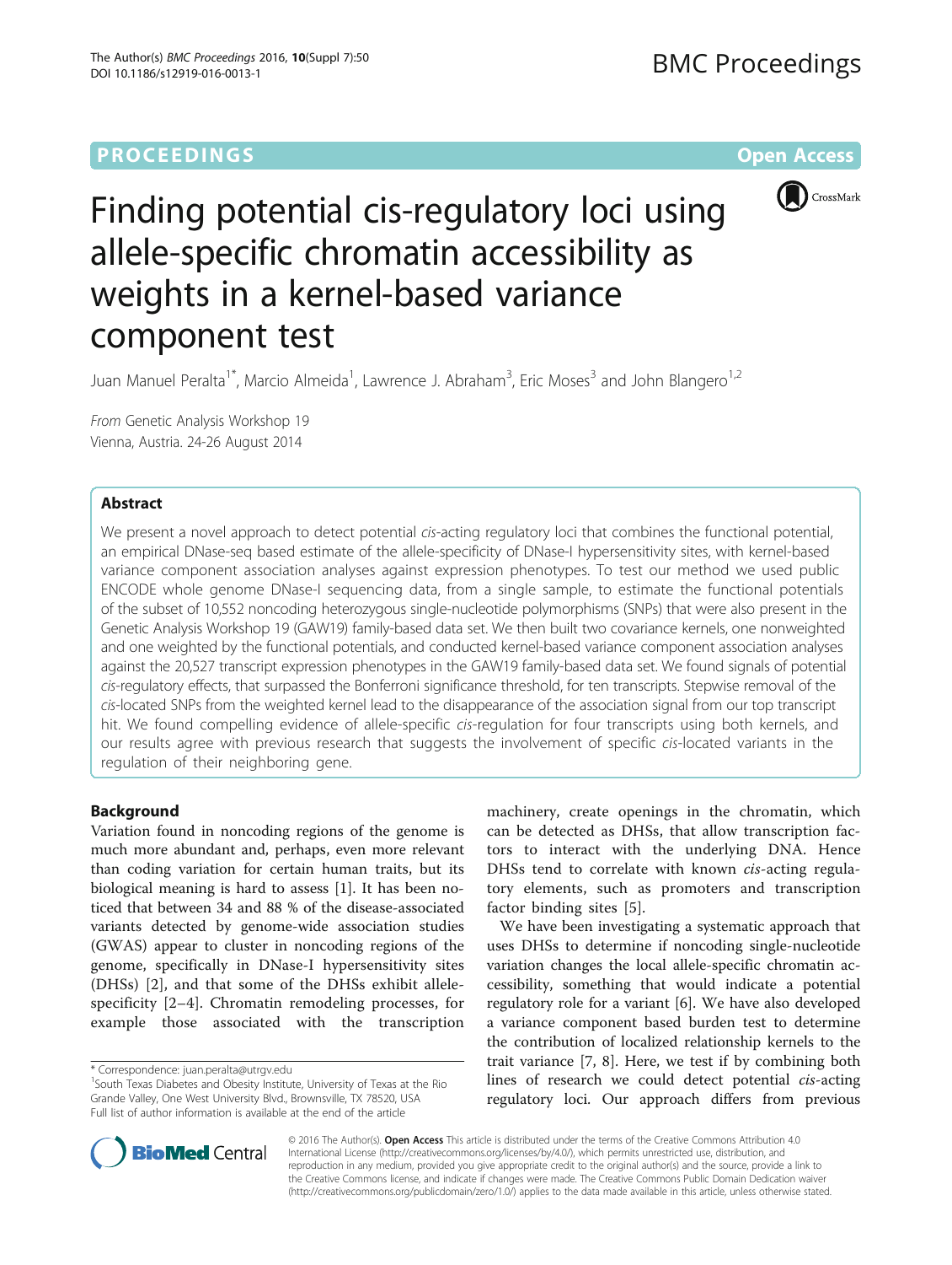PROCEEDINGS **Open Access**

# Finding potential cis-regulatory loci using allele-specific chromatin accessibility as weights in a kernel-based variance component test

Juan Manuel Peralta[1*], Marcio Almeida[1], Lawrence J. Abraham[3], Eric Moses[3] and John Blangero[1,2]

*From* Genetic Analysis Workshop 19
Vienna, Austria. 24-26 August 2014

## Abstract

We present a novel approach to detect potential *cis*-acting regulatory loci that combines the functional potential, an empirical DNase-seq based estimate of the allele-specificity of DNase-I hypersensitivity sites, with kernel-based variance component association analyses against expression phenotypes. To test our method we used public ENCODE whole genome DNase-I sequencing data, from a single sample, to estimate the functional potentials of the subset of 10,552 noncoding heterozygous single-nucleotide polymorphisms (SNPs) that were also present in the Genetic Analysis Workshop 19 (GAW19) family-based data set. We then built two covariance kernels, one nonweighted and one weighted by the functional potentials, and conducted kernel-based variance component association analyses against the 20,527 transcript expression phenotypes in the GAW19 family-based data set. We found signals of potential *cis*-regulatory effects, that surpassed the Bonferroni significance threshold, for ten transcripts. Stepwise removal of the *cis*-located SNPs from the weighted kernel lead to the disappearance of the association signal from our top transcript hit. We found compelling evidence of allele-specific *cis*-regulation for four transcripts using both kernels, and our results agree with previous research that suggests the involvement of specific *cis*-located variants in the regulation of their neighboring gene.

## Background

Variation found in noncoding regions of the genome is much more abundant and, perhaps, even more relevant than coding variation for certain human traits, but its biological meaning is hard to assess [1]. It has been noticed that between 34 and 88 % of the disease-associated variants detected by genome-wide association studies (GWAS) appear to cluster in noncoding regions of the genome, specifically in DNase-I hypersensitivity sites (DHSs) [2], and that some of the DHSs exhibit allele-specificity [2–4]. Chromatin remodeling processes, for example those associated with the transcription machinery, create openings in the chromatin, which can be detected as DHSs, that allow transcription factors to interact with the underlying DNA. Hence DHSs tend to correlate with known *cis*-acting regulatory elements, such as promoters and transcription factor binding sites [5].

We have been investigating a systematic approach that uses DHSs to determine if noncoding single-nucleotide variation changes the local allele-specific chromatin accessibility, something that would indicate a potential regulatory role for a variant [6]. We have also developed a variance component based burden test to determine the contribution of localized relationship kernels to the trait variance [7, 8]. Here, we test if by combining both lines of research we could detect potential *cis*-acting regulatory loci. Our approach differs from previous

\* Correspondence: juan.peralta@utrgv.edu
[1]South Texas Diabetes and Obesity Institute, University of Texas at the Rio Grande Valley, One West University Blvd., Brownsville, TX 78520, USA
Full list of author information is available at the end of the article

© 2016 The Author(s). **Open Access** This article is distributed under the terms of the Creative Commons Attribution 4.0 International License (http://creativecommons.org/licenses/by/4.0/), which permits unrestricted use, distribution, and reproduction in any medium, provided you give appropriate credit to the original author(s) and the source, provide a link to the Creative Commons license, and indicate if changes were made. The Creative Commons Public Domain Dedication waiver (http://creativecommons.org/publicdomain/zero/1.0/) applies to the data made available in this article, unless otherwise stated.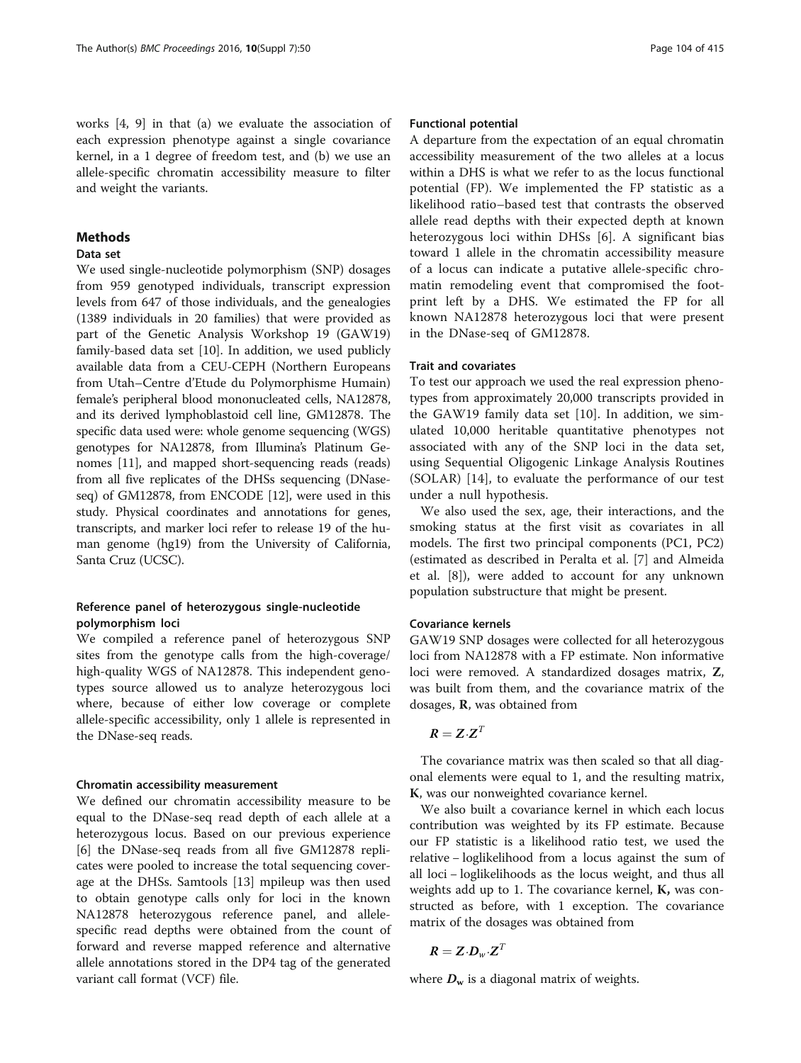works [4, 9] in that (a) we evaluate the association of each expression phenotype against a single covariance kernel, in a 1 degree of freedom test, and (b) we use an allele-specific chromatin accessibility measure to filter and weight the variants.

## Methods

### Data set

We used single-nucleotide polymorphism (SNP) dosages from 959 genotyped individuals, transcript expression levels from 647 of those individuals, and the genealogies (1389 individuals in 20 families) that were provided as part of the Genetic Analysis Workshop 19 (GAW19) family-based data set [10]. In addition, we used publicly available data from a CEU-CEPH (Northern Europeans from Utah–Centre d'Etude du Polymorphisme Humain) female's peripheral blood mononucleated cells, NA12878, and its derived lymphoblastoid cell line, GM12878. The specific data used were: whole genome sequencing (WGS) genotypes for NA12878, from Illumina's Platinum Genomes [11], and mapped short-sequencing reads (reads) from all five replicates of the DHSs sequencing (DNase-seq) of GM12878, from ENCODE [12], were used in this study. Physical coordinates and annotations for genes, transcripts, and marker loci refer to release 19 of the human genome (hg19) from the University of California, Santa Cruz (UCSC).

### Reference panel of heterozygous single-nucleotide polymorphism loci

We compiled a reference panel of heterozygous SNP sites from the genotype calls from the high-coverage/high-quality WGS of NA12878. This independent genotypes source allowed us to analyze heterozygous loci where, because of either low coverage or complete allele-specific accessibility, only 1 allele is represented in the DNase-seq reads.

### Chromatin accessibility measurement

We defined our chromatin accessibility measure to be equal to the DNase-seq read depth of each allele at a heterozygous locus. Based on our previous experience [6] the DNase-seq reads from all five GM12878 replicates were pooled to increase the total sequencing coverage at the DHSs. Samtools [13] mpileup was then used to obtain genotype calls only for loci in the known NA12878 heterozygous reference panel, and allele-specific read depths were obtained from the count of forward and reverse mapped reference and alternative allele annotations stored in the DP4 tag of the generated variant call format (VCF) file.

### Functional potential

A departure from the expectation of an equal chromatin accessibility measurement of the two alleles at a locus within a DHS is what we refer to as the locus functional potential (FP). We implemented the FP statistic as a likelihood ratio–based test that contrasts the observed allele read depths with their expected depth at known heterozygous loci within DHSs [6]. A significant bias toward 1 allele in the chromatin accessibility measure of a locus can indicate a putative allele-specific chromatin remodeling event that compromised the footprint left by a DHS. We estimated the FP for all known NA12878 heterozygous loci that were present in the DNase-seq of GM12878.

### Trait and covariates

To test our approach we used the real expression phenotypes from approximately 20,000 transcripts provided in the GAW19 family data set [10]. In addition, we simulated 10,000 heritable quantitative phenotypes not associated with any of the SNP loci in the data set, using Sequential Oligogenic Linkage Analysis Routines (SOLAR) [14], to evaluate the performance of our test under a null hypothesis.

We also used the sex, age, their interactions, and the smoking status at the first visit as covariates in all models. The first two principal components (PC1, PC2) (estimated as described in Peralta et al. [7] and Almeida et al. [8]), were added to account for any unknown population substructure that might be present.

### Covariance kernels

GAW19 SNP dosages were collected for all heterozygous loci from NA12878 with a FP estimate. Non informative loci were removed. A standardized dosages matrix, **Z**, was built from them, and the covariance matrix of the dosages, **R**, was obtained from

$$\boldsymbol{R} = \boldsymbol{Z} \cdot \boldsymbol{Z}^T$$

The covariance matrix was then scaled so that all diagonal elements were equal to 1, and the resulting matrix, **K**, was our nonweighted covariance kernel.

We also built a covariance kernel in which each locus contribution was weighted by its FP estimate. Because our FP statistic is a likelihood ratio test, we used the relative – loglikelihood from a locus against the sum of all loci – loglikelihoods as the locus weight, and thus all weights add up to 1. The covariance kernel, **K,** was constructed as before, with 1 exception. The covariance matrix of the dosages was obtained from

$$\boldsymbol{R} = \boldsymbol{Z} \cdot \boldsymbol{D}_w \cdot \boldsymbol{Z}^T$$

where $\boldsymbol{D}_\mathbf{w}$ is a diagonal matrix of weights.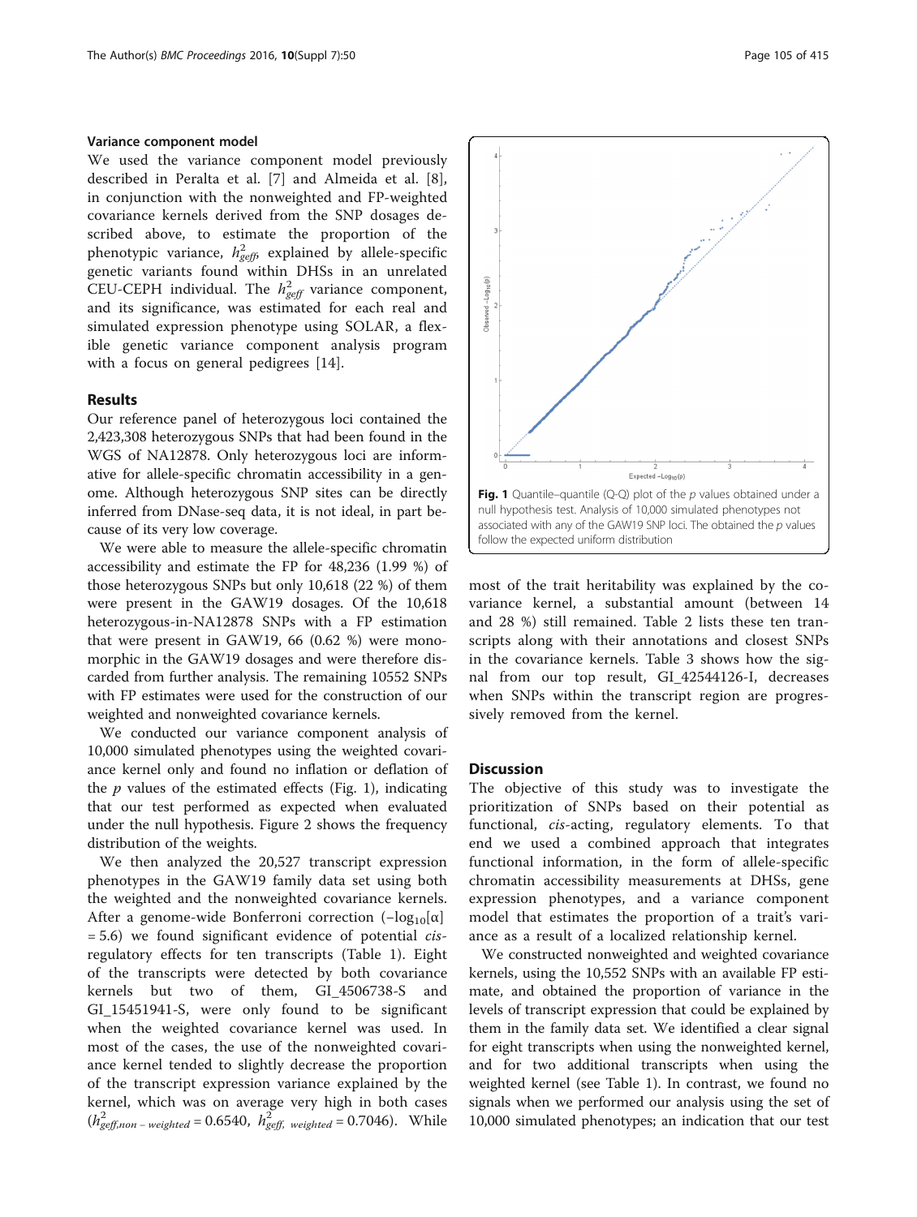### Variance component model

We used the variance component model previously described in Peralta et al. [7] and Almeida et al. [8], in conjunction with the nonweighted and FP-weighted covariance kernels derived from the SNP dosages described above, to estimate the proportion of the phenotypic variance, $h^2_{geff}$, explained by allele-specific genetic variants found within DHSs in an unrelated CEU-CEPH individual. The $h^2_{geff}$ variance component, and its significance, was estimated for each real and simulated expression phenotype using SOLAR, a flexible genetic variance component analysis program with a focus on general pedigrees [14].

## Results

Our reference panel of heterozygous loci contained the 2,423,308 heterozygous SNPs that had been found in the WGS of NA12878. Only heterozygous loci are informative for allele-specific chromatin accessibility in a genome. Although heterozygous SNP sites can be directly inferred from DNase-seq data, it is not ideal, in part because of its very low coverage.

We were able to measure the allele-specific chromatin accessibility and estimate the FP for 48,236 (1.99 %) of those heterozygous SNPs but only 10,618 (22 %) of them were present in the GAW19 dosages. Of the 10,618 heterozygous-in-NA12878 SNPs with a FP estimation that were present in GAW19, 66 (0.62 %) were monomorphic in the GAW19 dosages and were therefore discarded from further analysis. The remaining 10552 SNPs with FP estimates were used for the construction of our weighted and nonweighted covariance kernels.

We conducted our variance component analysis of 10,000 simulated phenotypes using the weighted covariance kernel only and found no inflation or deflation of the *p* values of the estimated effects (Fig. 1), indicating that our test performed as expected when evaluated under the null hypothesis. Figure 2 shows the frequency distribution of the weights.

We then analyzed the 20,527 transcript expression phenotypes in the GAW19 family data set using both the weighted and the nonweighted covariance kernels. After a genome-wide Bonferroni correction ($-\log_{10}[\alpha] = 5.6$) we found significant evidence of potential *cis*-regulatory effects for ten transcripts (Table 1). Eight of the transcripts were detected by both covariance kernels but two of them, GI_4506738-S and GI_15451941-S, were only found to be significant when the weighted covariance kernel was used. In most of the cases, the use of the nonweighted covariance kernel tended to slightly decrease the proportion of the transcript expression variance explained by the kernel, which was on average very high in both cases ($h^2_{geff,non-weighted} = 0.6540$, $h^2_{geff,\ weighted} = 0.7046$). While most of the trait heritability was explained by the covariance kernel, a substantial amount (between 14 and 28 %) still remained. Table 2 lists these ten transcripts along with their annotations and closest SNPs in the covariance kernels. Table 3 shows how the signal from our top result, GI_42544126-I, decreases when SNPs within the transcript region are progressively removed from the kernel.

Fig. 1 Quantile–quantile (Q-Q) plot of the *p* values obtained under a null hypothesis test. Analysis of 10,000 simulated phenotypes not associated with any of the GAW19 SNP loci. The obtained the *p* values follow the expected uniform distribution

## Discussion

The objective of this study was to investigate the prioritization of SNPs based on their potential as functional, *cis*-acting, regulatory elements. To that end we used a combined approach that integrates functional information, in the form of allele-specific chromatin accessibility measurements at DHSs, gene expression phenotypes, and a variance component model that estimates the proportion of a trait's variance as a result of a localized relationship kernel.

We constructed nonweighted and weighted covariance kernels, using the 10,552 SNPs with an available FP estimate, and obtained the proportion of variance in the levels of transcript expression that could be explained by them in the family data set. We identified a clear signal for eight transcripts when using the nonweighted kernel, and for two additional transcripts when using the weighted kernel (see Table 1). In contrast, we found no signals when we performed our analysis using the set of 10,000 simulated phenotypes; an indication that our test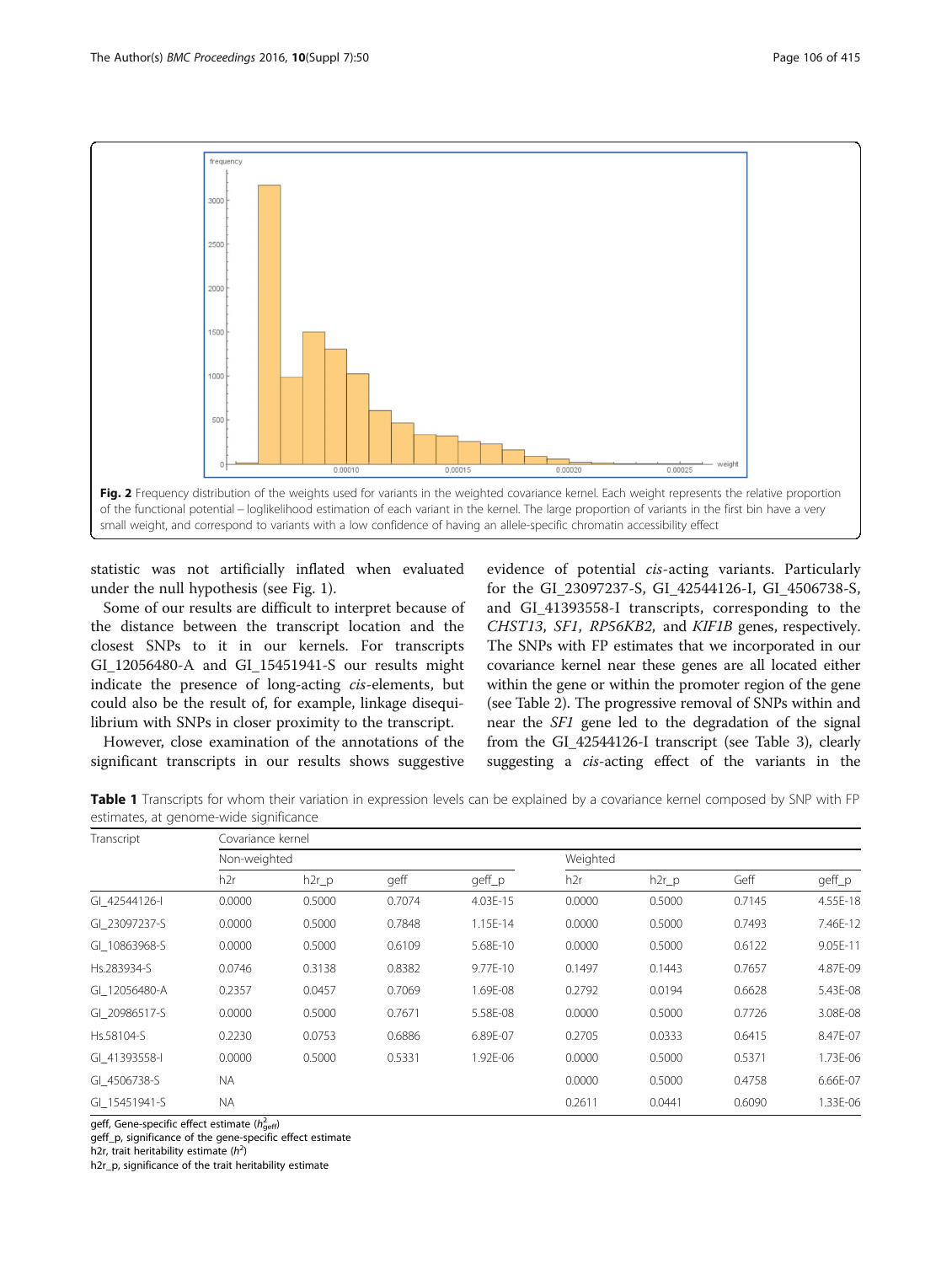**Fig. 2** Frequency distribution of the weights used for variants in the weighted covariance kernel. Each weight represents the relative proportion of the functional potential – loglikelihood estimation of each variant in the kernel. The large proportion of variants in the first bin have a very small weight, and correspond to variants with a low confidence of having an allele-specific chromatin accessibility effect

statistic was not artificially inflated when evaluated under the null hypothesis (see Fig. 1).

Some of our results are difficult to interpret because of the distance between the transcript location and the closest SNPs to it in our kernels. For transcripts GI_12056480-A and GI_15451941-S our results might indicate the presence of long-acting *cis*-elements, but could also be the result of, for example, linkage disequilibrium with SNPs in closer proximity to the transcript.

However, close examination of the annotations of the significant transcripts in our results shows suggestive evidence of potential *cis*-acting variants. Particularly for the GI_23097237-S, GI_42544126-I, GI_4506738-S, and GI_41393558-I transcripts, corresponding to the *CHST13*, *SF1*, *RP56KB2*, and *KIF1B* genes, respectively. The SNPs with FP estimates that we incorporated in our covariance kernel near these genes are all located either within the gene or within the promoter region of the gene (see Table 2). The progressive removal of SNPs within and near the *SF1* gene led to the degradation of the signal from the GI_42544126-I transcript (see Table 3), clearly suggesting a *cis*-acting effect of the variants in the

**Table 1** Transcripts for whom their variation in expression levels can be explained by a covariance kernel composed by SNP with FP estimates, at genome-wide significance

| Transcript | Covariance kernel | | | | | | | |
|---|---|---|---|---|---|---|---|---|
| | Non-weighted | | | | Weighted | | | |
| | h2r | h2r_p | geff | geff_p | h2r | h2r_p | Geff | geff_p |
| GI_42544126-I | 0.0000 | 0.5000 | 0.7074 | 4.03E-15 | 0.0000 | 0.5000 | 0.7145 | 4.55E-18 |
| GI_23097237-S | 0.0000 | 0.5000 | 0.7848 | 1.15E-14 | 0.0000 | 0.5000 | 0.7493 | 7.46E-12 |
| GI_10863968-S | 0.0000 | 0.5000 | 0.6109 | 5.68E-10 | 0.0000 | 0.5000 | 0.6122 | 9.05E-11 |
| Hs.283934-S | 0.0746 | 0.3138 | 0.8382 | 9.77E-10 | 0.1497 | 0.1443 | 0.7657 | 4.87E-09 |
| GI_12056480-A | 0.2357 | 0.0457 | 0.7069 | 1.69E-08 | 0.2792 | 0.0194 | 0.6628 | 5.43E-08 |
| GI_20986517-S | 0.0000 | 0.5000 | 0.7671 | 5.58E-08 | 0.0000 | 0.5000 | 0.7726 | 3.08E-08 |
| Hs.58104-S | 0.2230 | 0.0753 | 0.6886 | 6.89E-07 | 0.2705 | 0.0333 | 0.6415 | 8.47E-07 |
| GI_41393558-I | 0.0000 | 0.5000 | 0.5331 | 1.92E-06 | 0.0000 | 0.5000 | 0.5371 | 1.73E-06 |
| GI_4506738-S | NA | | | | 0.0000 | 0.5000 | 0.4758 | 6.66E-07 |
| GI_15451941-S | NA | | | | 0.2611 | 0.0441 | 0.6090 | 1.33E-06 |

geff, Gene-specific effect estimate ($h^2_{geff}$)
geff_p, significance of the gene-specific effect estimate
h2r, trait heritability estimate ($h^2$)
h2r_p, significance of the trait heritability estimate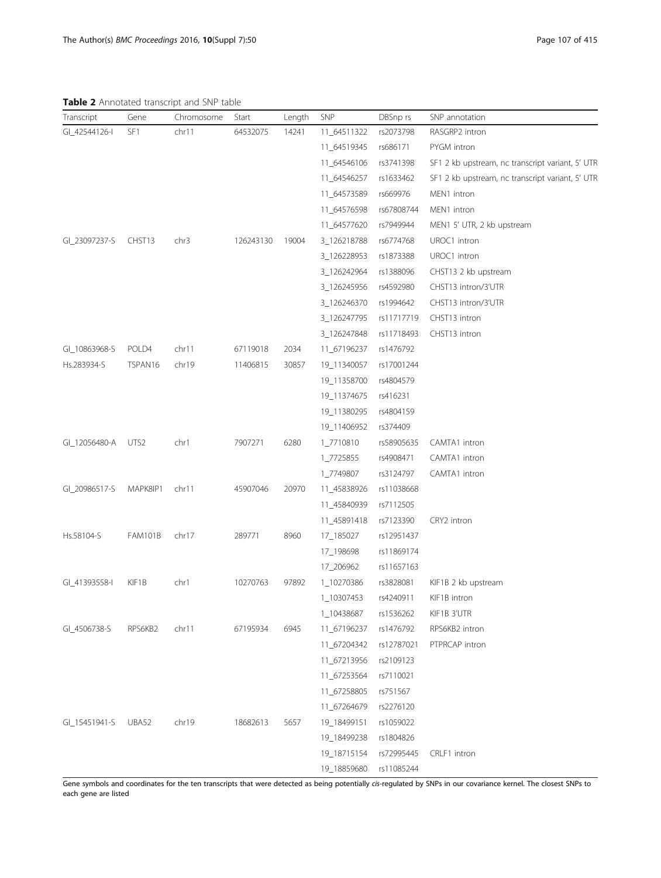**Table 2** Annotated transcript and SNP table

| Transcript | Gene | Chromosome | Start | Length | SNP | DBSnp rs | SNP annotation |
|---|---|---|---|---|---|---|---|
| GI_42544126-I | SF1 | chr11 | 64532075 | 14241 | 11_64511322 | rs2073798 | RASGRP2 intron |
| | | | | | 11_64519345 | rs686171 | PYGM intron |
| | | | | | 11_64546106 | rs3741398 | SF1 2 kb upstream, nc transcript variant, 5′ UTR |
| | | | | | 11_64546257 | rs1633462 | SF1 2 kb upstream, nc transcript variant, 5′ UTR |
| | | | | | 11_64573589 | rs669976 | MEN1 intron |
| | | | | | 11_64576598 | rs67808744 | MEN1 intron |
| | | | | | 11_64577620 | rs7949944 | MEN1 5′ UTR, 2 kb upstream |
| GI_23097237-S | CHST13 | chr3 | 126243130 | 19004 | 3_126218788 | rs6774768 | UROC1 intron |
| | | | | | 3_126228953 | rs1873388 | UROC1 intron |
| | | | | | 3_126242964 | rs1388096 | CHST13 2 kb upstream |
| | | | | | 3_126245956 | rs4592980 | CHST13 intron/3′UTR |
| | | | | | 3_126246370 | rs1994642 | CHST13 intron/3′UTR |
| | | | | | 3_126247795 | rs11717719 | CHST13 intron |
| | | | | | 3_126247848 | rs11718493 | CHST13 intron |
| GI_10863968-S | POLD4 | chr11 | 67119018 | 2034 | 11_67196237 | rs1476792 | |
| Hs.283934-S | TSPAN16 | chr19 | 11406815 | 30857 | 19_11340057 | rs17001244 | |
| | | | | | 19_11358700 | rs4804579 | |
| | | | | | 19_11374675 | rs416231 | |
| | | | | | 19_11380295 | rs4804159 | |
| | | | | | 19_11406952 | rs374409 | |
| GI_12056480-A | UTS2 | chr1 | 7907271 | 6280 | 1_7710810 | rs58905635 | CAMTA1 intron |
| | | | | | 1_7725855 | rs4908471 | CAMTA1 intron |
| | | | | | 1_7749807 | rs3124797 | CAMTA1 intron |
| GI_20986517-S | MAPK8IP1 | chr11 | 45907046 | 20970 | 11_45838926 | rs11038668 | |
| | | | | | 11_45840939 | rs7112505 | |
| | | | | | 11_45891418 | rs7123390 | CRY2 intron |
| Hs.58104-S | FAM101B | chr17 | 289771 | 8960 | 17_185027 | rs12951437 | |
| | | | | | 17_198698 | rs11869174 | |
| | | | | | 17_206962 | rs11657163 | |
| GI_41393558-I | KIF1B | chr1 | 10270763 | 97892 | 1_10270386 | rs3828081 | KIF1B 2 kb upstream |
| | | | | | 1_10307453 | rs4240911 | KIF1B intron |
| | | | | | 1_10438687 | rs1536262 | KIF1B 3′UTR |
| GI_4506738-S | RPS6KB2 | chr11 | 67195934 | 6945 | 11_67196237 | rs1476792 | RPS6KB2 intron |
| | | | | | 11_67204342 | rs12787021 | PTPRCAP intron |
| | | | | | 11_67213956 | rs2109123 | |
| | | | | | 11_67253564 | rs7110021 | |
| | | | | | 11_67258805 | rs751567 | |
| | | | | | 11_67264679 | rs2276120 | |
| GI_15451941-S | UBA52 | chr19 | 18682613 | 5657 | 19_18499151 | rs1059022 | |
| | | | | | 19_18499238 | rs1804826 | |
| | | | | | 19_18715154 | rs72995445 | CRLF1 intron |
| | | | | | 19_18859680 | rs11085244 | |

Gene symbols and coordinates for the ten transcripts that were detected as being potentially *cis*-regulated by SNPs in our covariance kernel. The closest SNPs to each gene are listed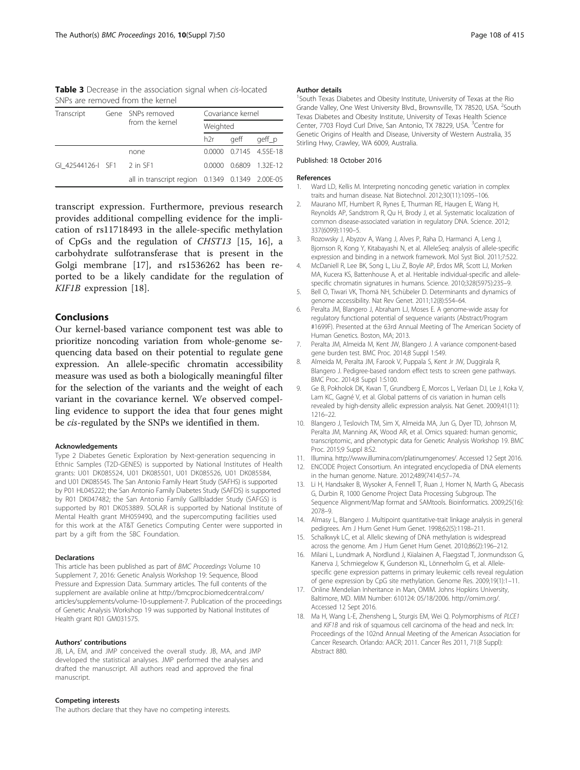**Table 3** Decrease in the association signal when *cis*-located SNPs are removed from the kernel

| Transcript | Gene | SNPs removed from the kernel | Covariance kernel | | |
|---|---|---|---|---|---|
| | | | Weighted | | |
| | | | h2r | geff | geff_p |
| | | none | 0.0000 | 0.7145 | 4.55E-18 |
| GI_42544126-I | SF1 | 2 in SF1 | 0.0000 | 0.6809 | 1.32E-12 |
| | | all in transcript region | 0.1349 | 0.1349 | 2.00E-05 |

transcript expression. Furthermore, previous research provides additional compelling evidence for the implication of rs11718493 in the allele-specific methylation of CpGs and the regulation of *CHST13* [15, 16], a carbohydrate sulfotransferase that is present in the Golgi membrane [17], and rs1536262 has been reported to be a likely candidate for the regulation of *KIF1B* expression [18].

## Conclusions

Our kernel-based variance component test was able to prioritize noncoding variation from whole-genome sequencing data based on their potential to regulate gene expression. An allele-specific chromatin accessibility measure was used as both a biologically meaningful filter for the selection of the variants and the weight of each variant in the covariance kernel. We observed compelling evidence to support the idea that four genes might be *cis*-regulated by the SNPs we identified in them.

#### Acknowledgements

Type 2 Diabetes Genetic Exploration by Next-generation sequencing in Ethnic Samples (T2D-GENES) is supported by National Institutes of Health grants: U01 DK085524, U01 DK085501, U01 DK085526, U01 DK085584, and U01 DK085545. The San Antonio Family Heart Study (SAFHS) is supported by P01 HL045222; the San Antonio Family Diabetes Study (SAFDS) is supported by R01 DK047482; the San Antonio Family Gallbladder Study (SAFGS) is supported by R01 DK053889. SOLAR is supported by National Institute of Mental Health grant MH059490, and the supercomputing facilities used for this work at the AT&T Genetics Computing Center were supported in part by a gift from the SBC Foundation.

#### Declarations

This article has been published as part of *BMC Proceedings* Volume 10 Supplement 7, 2016: Genetic Analysis Workshop 19: Sequence, Blood Pressure and Expression Data. Summary articles. The full contents of the supplement are available online at http://bmcproc.biomedcentral.com/articles/supplements/volume-10-supplement-7. Publication of the proceedings of Genetic Analysis Workshop 19 was supported by National Institutes of Health grant R01 GM031575.

#### Authors' contributions

JB, LA, EM, and JMP conceived the overall study. JB, MA, and JMP developed the statistical analyses. JMP performed the analyses and drafted the manuscript. All authors read and approved the final manuscript.

#### Competing interests

The authors declare that they have no competing interests.

#### Author details

[1]South Texas Diabetes and Obesity Institute, University of Texas at the Rio Grande Valley, One West University Blvd., Brownsville, TX 78520, USA. [2]South Texas Diabetes and Obesity Institute, University of Texas Health Science Center, 7703 Floyd Curl Drive, San Antonio, TX 78229, USA. [3]Centre for Genetic Origins of Health and Disease, University of Western Australia, 35 Stirling Hwy, Crawley, WA 6009, Australia.

Published: 18 October 2016

#### References

1. Ward LD, Kellis M. Interpreting noncoding genetic variation in complex traits and human disease. Nat Biotechnol. 2012;30(11):1095–106.
2. Maurano MT, Humbert R, Rynes E, Thurman RE, Haugen E, Wang H, Reynolds AP, Sandstrom R, Qu H, Brody J, et al. Systematic localization of common disease-associated variation in regulatory DNA. Science. 2012; 337(6099):1190–5.
3. Rozowsky J, Abyzov A, Wang J, Alves P, Raha D, Harmanci A, Leng J, Bjornson R, Kong Y, Kitabayashi N, et al. AlleleSeq: analysis of allele-specific expression and binding in a network framework. Mol Syst Biol. 2011;7:522.
4. McDaniell R, Lee BK, Song L, Liu Z, Boyle AP, Erdos MR, Scott LJ, Morken MA, Kucera KS, Battenhouse A, et al. Heritable individual-specific and allele-specific chromatin signatures in humans. Science. 2010;328(5975):235–9.
5. Bell O, Tiwari VK, Thomä NH, Schübeler D. Determinants and dynamics of genome accessibility. Nat Rev Genet. 2011;12(8):554–64.
6. Peralta JM, Blangero J, Abraham LJ, Moses E. A genome-wide assay for regulatory functional potential of sequence variants (Abstract/Program #1699F). Presented at the 63rd Annual Meeting of The American Society of Human Genetics. Boston, MA; 2013.
7. Peralta JM, Almeida M, Kent JW, Blangero J. A variance component-based gene burden test. BMC Proc. 2014;8 Suppl 1:S49.
8. Almeida M, Peralta JM, Farook V, Puppala S, Kent Jr JW, Duggirala R, Blangero J. Pedigree-based random effect tests to screen gene pathways. BMC Proc. 2014;8 Suppl 1:S100.
9. Ge B, Pokholok DK, Kwan T, Grundberg E, Morcos L, Verlaan DJ, Le J, Koka V, Lam KC, Gagné V, et al. Global patterns of cis variation in human cells revealed by high-density allelic expression analysis. Nat Genet. 2009;41(11): 1216–22.
10. Blangero J, Teslovich TM, Sim X, Almeida MA, Jun G, Dyer TD, Johnson M, Peralta JM, Manning AK, Wood AR, et al. Omics squared: human genomic, transcriptomic, and phenotypic data for Genetic Analysis Workshop 19. BMC Proc. 2015;9 Suppl 8:S2.
11. Illumina. http://www.illumina.com/platinumgenomes/. Accessed 12 Sept 2016.
12. ENCODE Project Consortium. An integrated encyclopedia of DNA elements in the human genome. Nature. 2012;489(7414):57–74.
13. Li H, Handsaker B, Wysoker A, Fennell T, Ruan J, Homer N, Marth G, Abecasis G, Durbin R, 1000 Genome Project Data Processing Subgroup. The Sequence Alignment/Map format and SAMtools. Bioinformatics. 2009;25(16): 2078–9.
14. Almasy L, Blangero J. Multipoint quantitative-trait linkage analysis in general pedigrees. Am J Hum Genet Hum Genet. 1998;62(5):1198–211.
15. Schalkwyk LC, et al. Allelic skewing of DNA methylation is widespread across the genome. Am J Hum Genet Hum Genet. 2010;86(2):196–212.
16. Milani L, Lundmark A, Nordlund J, Kiialainen A, Flaegstad T, Jonmundsson G, Kanerva J, Schmiegelow K, Gunderson KL, Lönnerholm G, et al. Allele-specific gene expression patterns in primary leukemic cells reveal regulation of gene expression by CpG site methylation. Genome Res. 2009;19(1):1–11.
17. Online Mendelian Inheritance in Man, OMIM. Johns Hopkins University, Baltimore, MD. MIM Number: 610124: 05/18/2006. http://omim.org/. Accessed 12 Sept 2016.
18. Ma H, Wang L-E, Zhensheng L, Sturgis EM, Wei Q. Polymorphisms of *PLCE1* and *KIF1B* and risk of squamous cell carcinoma of the head and neck. In: Proceedings of the 102nd Annual Meeting of the American Association for Cancer Research. Orlando: AACR; 2011. Cancer Res 2011, 71(8 Suppl): Abstract 880.